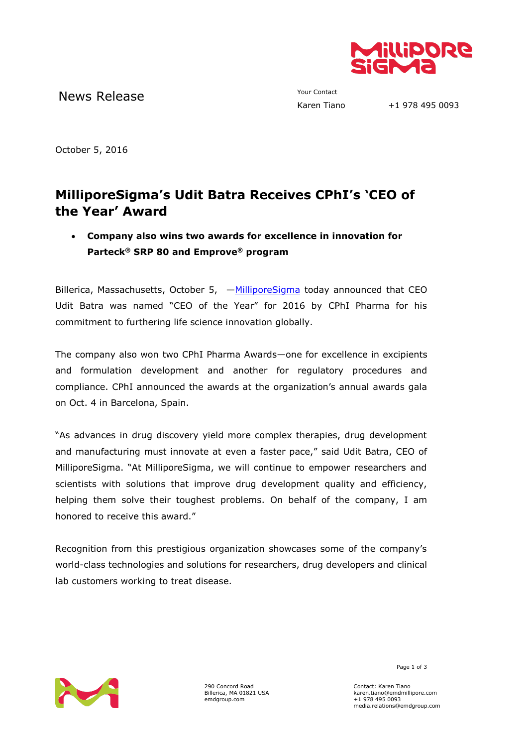News Release

Your Contact
Karen Tiano +1 978 495 0093

October 5, 2016

# MilliporeSigma's Udit Batra Receives CPhI's 'CEO of the Year' Award

- **Company also wins two awards for excellence in innovation for Parteck® SRP 80 and Emprove® program**

Billerica, Massachusetts, October 5, —MilliporeSigma today announced that CEO Udit Batra was named "CEO of the Year" for 2016 by CPhI Pharma for his commitment to furthering life science innovation globally.

The company also won two CPhI Pharma Awards—one for excellence in excipients and formulation development and another for regulatory procedures and compliance. CPhI announced the awards at the organization's annual awards gala on Oct. 4 in Barcelona, Spain.

"As advances in drug discovery yield more complex therapies, drug development and manufacturing must innovate at even a faster pace," said Udit Batra, CEO of MilliporeSigma. "At MilliporeSigma, we will continue to empower researchers and scientists with solutions that improve drug development quality and efficiency, helping them solve their toughest problems. On behalf of the company, I am honored to receive this award."

Recognition from this prestigious organization showcases some of the company's world-class technologies and solutions for researchers, drug developers and clinical lab customers working to treat disease.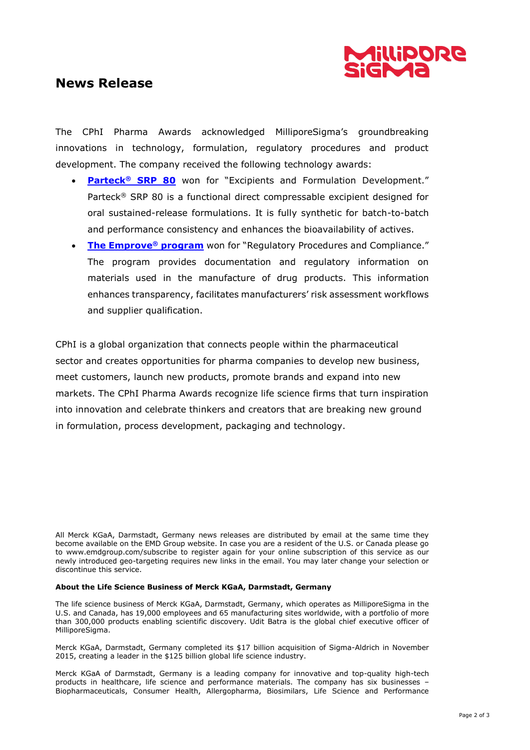# News Release

The CPhI Pharma Awards acknowledged MilliporeSigma's groundbreaking innovations in technology, formulation, regulatory procedures and product development. The company received the following technology awards:

- **Parteck® SRP 80** won for "Excipients and Formulation Development." Parteck® SRP 80 is a functional direct compressable excipient designed for oral sustained-release formulations. It is fully synthetic for batch-to-batch and performance consistency and enhances the bioavailability of actives.
- **The Emprove® program** won for "Regulatory Procedures and Compliance." The program provides documentation and regulatory information on materials used in the manufacture of drug products. This information enhances transparency, facilitates manufacturers' risk assessment workflows and supplier qualification.

CPhI is a global organization that connects people within the pharmaceutical sector and creates opportunities for pharma companies to develop new business, meet customers, launch new products, promote brands and expand into new markets. The CPhI Pharma Awards recognize life science firms that turn inspiration into innovation and celebrate thinkers and creators that are breaking new ground in formulation, process development, packaging and technology.

All Merck KGaA, Darmstadt, Germany news releases are distributed by email at the same time they become available on the EMD Group website. In case you are a resident of the U.S. or Canada please go to www.emdgroup.com/subscribe to register again for your online subscription of this service as our newly introduced geo-targeting requires new links in the email. You may later change your selection or discontinue this service.

**About the Life Science Business of Merck KGaA, Darmstadt, Germany**

The life science business of Merck KGaA, Darmstadt, Germany, which operates as MilliporeSigma in the U.S. and Canada, has 19,000 employees and 65 manufacturing sites worldwide, with a portfolio of more than 300,000 products enabling scientific discovery. Udit Batra is the global chief executive officer of MilliporeSigma.

Merck KGaA, Darmstadt, Germany completed its $17 billion acquisition of Sigma-Aldrich in November 2015, creating a leader in the $125 billion global life science industry.

Merck KGaA of Darmstadt, Germany is a leading company for innovative and top-quality high-tech products in healthcare, life science and performance materials. The company has six businesses – Biopharmaceuticals, Consumer Health, Allergopharma, Biosimilars, Life Science and Performance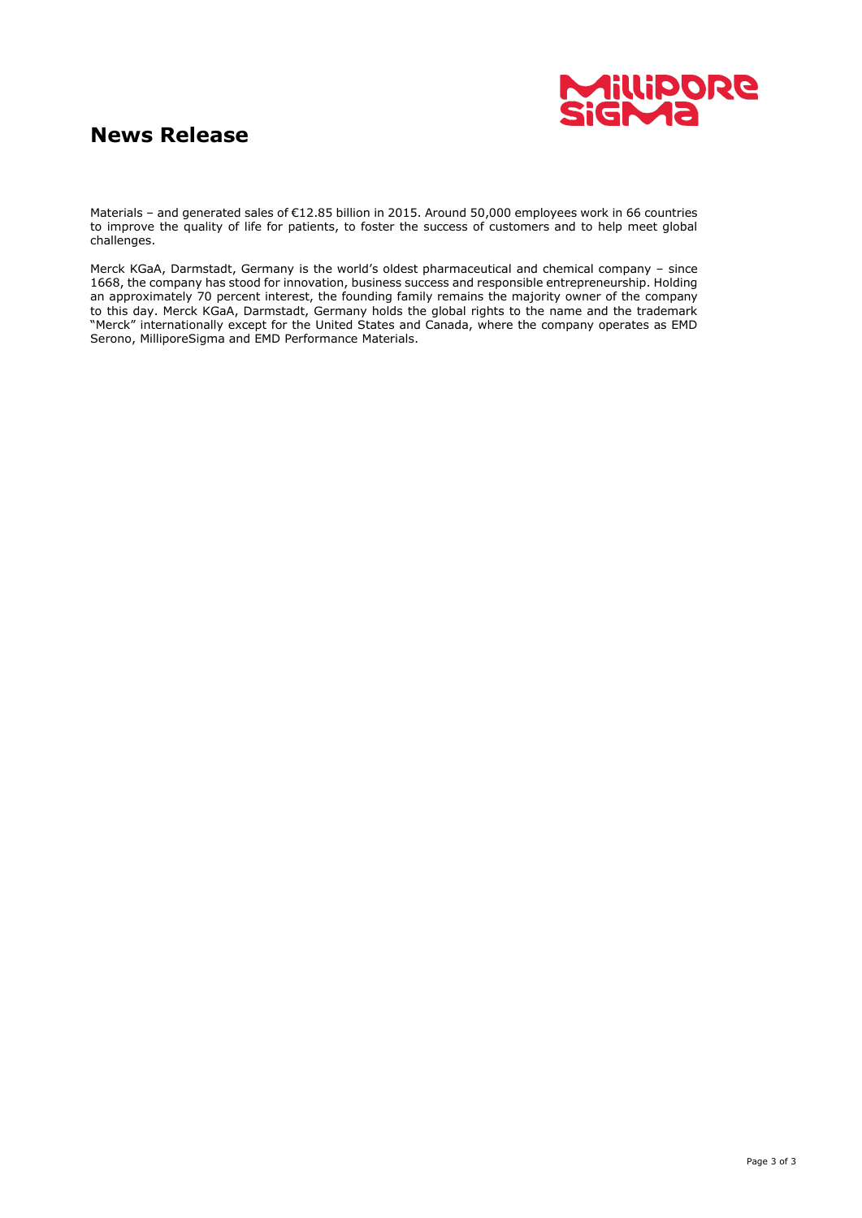# News Release

Materials – and generated sales of €12.85 billion in 2015. Around 50,000 employees work in 66 countries to improve the quality of life for patients, to foster the success of customers and to help meet global challenges.

Merck KGaA, Darmstadt, Germany is the world's oldest pharmaceutical and chemical company – since 1668, the company has stood for innovation, business success and responsible entrepreneurship. Holding an approximately 70 percent interest, the founding family remains the majority owner of the company to this day. Merck KGaA, Darmstadt, Germany holds the global rights to the name and the trademark "Merck" internationally except for the United States and Canada, where the company operates as EMD Serono, MilliporeSigma and EMD Performance Materials.